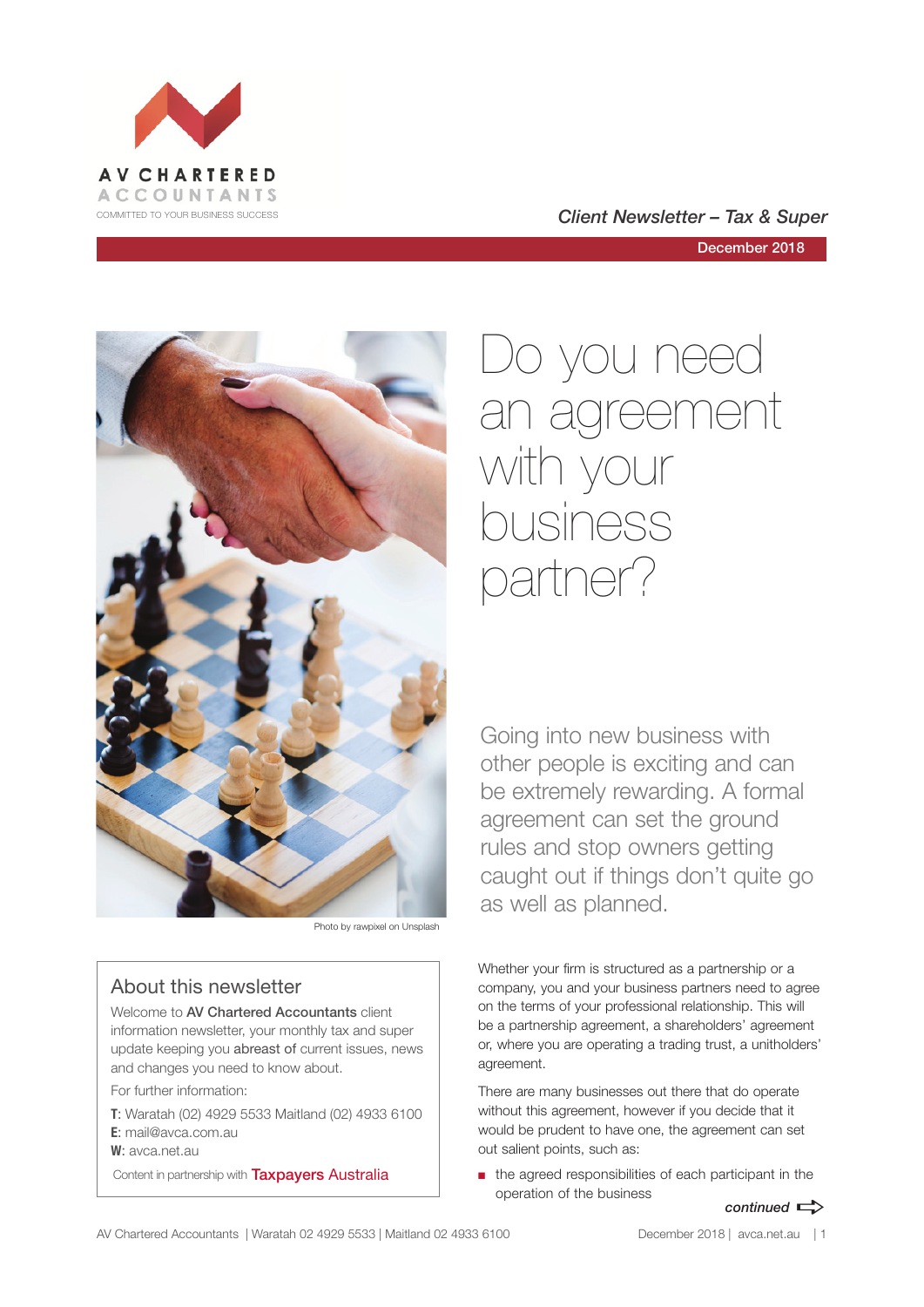AV CHARTERED ACCOUNTANTS
COMMITTED TO YOUR BUSINESS SUCCESS

*Client Newsletter – Tax & Super*

December 2018

Photo by rawpixel on Unsplash

# Do you need an agreement with your business partner?

Going into new business with other people is exciting and can be extremely rewarding. A formal agreement can set the ground rules and stop owners getting caught out if things don't quite go as well as planned.

Whether your firm is structured as a partnership or a company, you and your business partners need to agree on the terms of your professional relationship. This will be a partnership agreement, a shareholders' agreement or, where you are operating a trading trust, a unitholders' agreement.

There are many businesses out there that do operate without this agreement, however if you decide that it would be prudent to have one, the agreement can set out salient points, such as:

- the agreed responsibilities of each participant in the operation of the business

*continued*

## About this newsletter

Welcome to **AV Chartered Accountants** client information newsletter, your monthly tax and super update keeping you **abreast of** current issues, news and changes you need to know about.

For further information:

**T**: Waratah (02) 4929 5533 Maitland (02) 4933 6100
**E**: mail@avca.com.au
**W**: avca.net.au

Content in partnership with Taxpayers Australia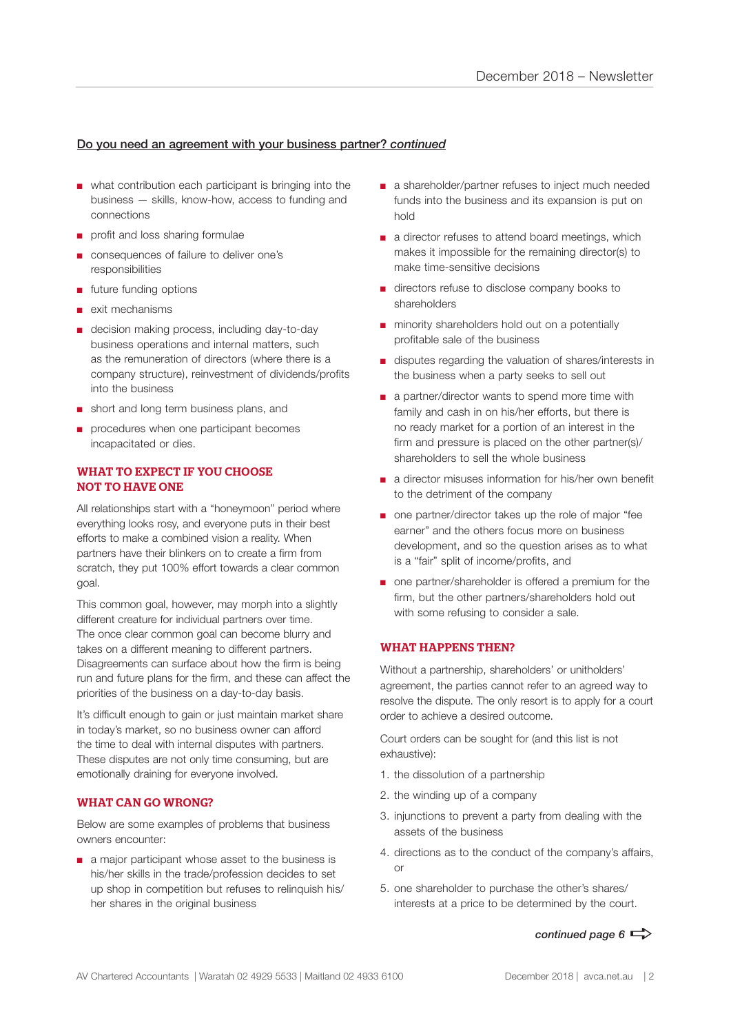Do you need an agreement with your business partner? *continued*

- what contribution each participant is bringing into the business — skills, know-how, access to funding and connections
- profit and loss sharing formulae
- consequences of failure to deliver one's responsibilities
- future funding options
- exit mechanisms
- decision making process, including day-to-day business operations and internal matters, such as the remuneration of directors (where there is a company structure), reinvestment of dividends/profits into the business
- short and long term business plans, and
- procedures when one participant becomes incapacitated or dies.

## WHAT TO EXPECT IF YOU CHOOSE NOT TO HAVE ONE

All relationships start with a "honeymoon" period where everything looks rosy, and everyone puts in their best efforts to make a combined vision a reality. When partners have their blinkers on to create a firm from scratch, they put 100% effort towards a clear common goal.

This common goal, however, may morph into a slightly different creature for individual partners over time. The once clear common goal can become blurry and takes on a different meaning to different partners. Disagreements can surface about how the firm is being run and future plans for the firm, and these can affect the priorities of the business on a day-to-day basis.

It's difficult enough to gain or just maintain market share in today's market, so no business owner can afford the time to deal with internal disputes with partners. These disputes are not only time consuming, but are emotionally draining for everyone involved.

## WHAT CAN GO WRONG?

Below are some examples of problems that business owners encounter:

- a major participant whose asset to the business is his/her skills in the trade/profession decides to set up shop in competition but refuses to relinquish his/her shares in the original business
- a shareholder/partner refuses to inject much needed funds into the business and its expansion is put on hold
- a director refuses to attend board meetings, which makes it impossible for the remaining director(s) to make time-sensitive decisions
- directors refuse to disclose company books to shareholders
- minority shareholders hold out on a potentially profitable sale of the business
- disputes regarding the valuation of shares/interests in the business when a party seeks to sell out
- a partner/director wants to spend more time with family and cash in on his/her efforts, but there is no ready market for a portion of an interest in the firm and pressure is placed on the other partner(s)/shareholders to sell the whole business
- a director misuses information for his/her own benefit to the detriment of the company
- one partner/director takes up the role of major "fee earner" and the others focus more on business development, and so the question arises as to what is a "fair" split of income/profits, and
- one partner/shareholder is offered a premium for the firm, but the other partners/shareholders hold out with some refusing to consider a sale.

## WHAT HAPPENS THEN?

Without a partnership, shareholders' or unitholders' agreement, the parties cannot refer to an agreed way to resolve the dispute. The only resort is to apply for a court order to achieve a desired outcome.

Court orders can be sought for (and this list is not exhaustive):

1. the dissolution of a partnership
2. the winding up of a company
3. injunctions to prevent a party from dealing with the assets of the business
4. directions as to the conduct of the company's affairs, or
5. one shareholder to purchase the other's shares/interests at a price to be determined by the court.

*continued page 6*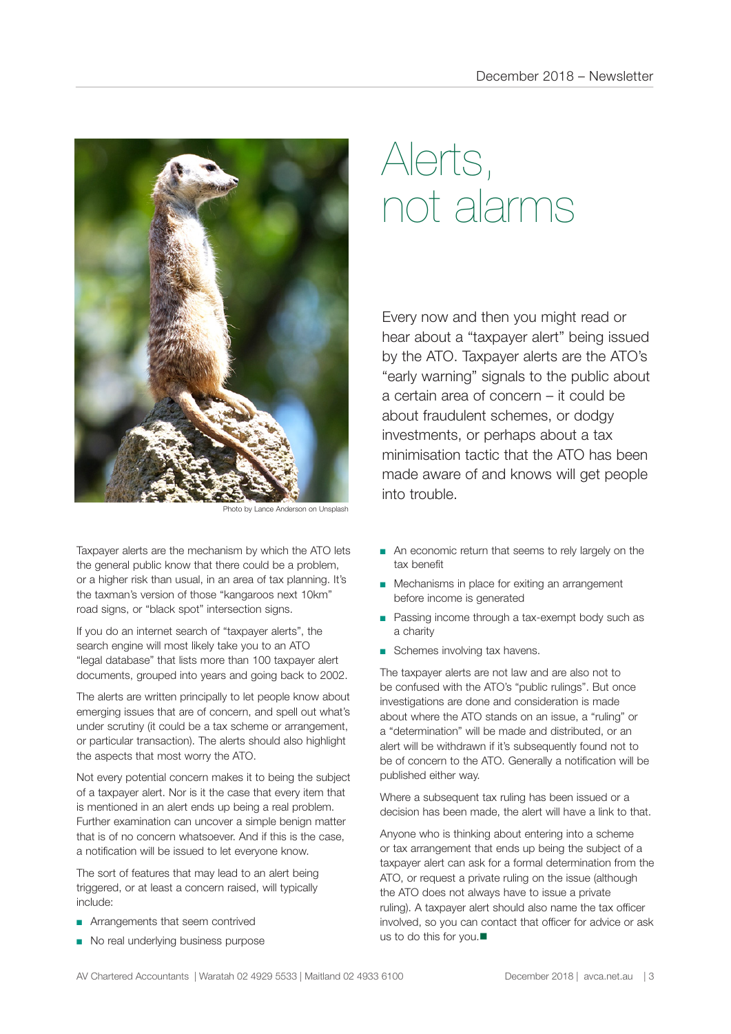# Alerts, not alarms

Photo by Lance Anderson on Unsplash

Every now and then you might read or hear about a "taxpayer alert" being issued by the ATO. Taxpayer alerts are the ATO's "early warning" signals to the public about a certain area of concern – it could be about fraudulent schemes, or dodgy investments, or perhaps about a tax minimisation tactic that the ATO has been made aware of and knows will get people into trouble.

Taxpayer alerts are the mechanism by which the ATO lets the general public know that there could be a problem, or a higher risk than usual, in an area of tax planning. It's the taxman's version of those "kangaroos next 10km" road signs, or "black spot" intersection signs.

If you do an internet search of "taxpayer alerts", the search engine will most likely take you to an ATO "legal database" that lists more than 100 taxpayer alert documents, grouped into years and going back to 2002.

The alerts are written principally to let people know about emerging issues that are of concern, and spell out what's under scrutiny (it could be a tax scheme or arrangement, or particular transaction). The alerts should also highlight the aspects that most worry the ATO.

Not every potential concern makes it to being the subject of a taxpayer alert. Nor is it the case that every item that is mentioned in an alert ends up being a real problem. Further examination can uncover a simple benign matter that is of no concern whatsoever. And if this is the case, a notification will be issued to let everyone know.

The sort of features that may lead to an alert being triggered, or at least a concern raised, will typically include:

- Arrangements that seem contrived
- No real underlying business purpose
- An economic return that seems to rely largely on the tax benefit
- Mechanisms in place for exiting an arrangement before income is generated
- Passing income through a tax-exempt body such as a charity
- Schemes involving tax havens.

The taxpayer alerts are not law and are also not to be confused with the ATO's "public rulings". But once investigations are done and consideration is made about where the ATO stands on an issue, a "ruling" or a "determination" will be made and distributed, or an alert will be withdrawn if it's subsequently found not to be of concern to the ATO. Generally a notification will be published either way.

Where a subsequent tax ruling has been issued or a decision has been made, the alert will have a link to that.

Anyone who is thinking about entering into a scheme or tax arrangement that ends up being the subject of a taxpayer alert can ask for a formal determination from the ATO, or request a private ruling on the issue (although the ATO does not always have to issue a private ruling). A taxpayer alert should also name the tax officer involved, so you can contact that officer for advice or ask us to do this for you.■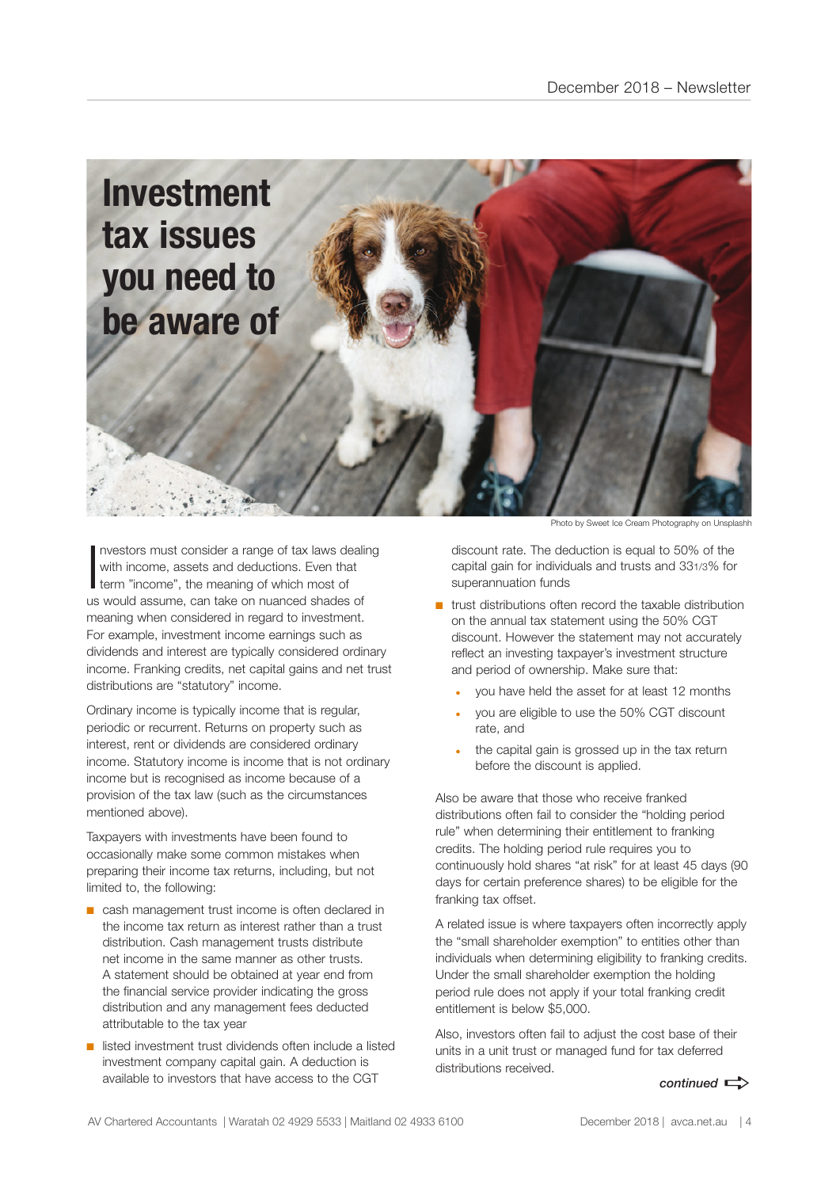# Investment tax issues you need to be aware of

Photo by Sweet Ice Cream Photography on Unsplashh

Investors must consider a range of tax laws dealing with income, assets and deductions. Even that term "income", the meaning of which most of us would assume, can take on nuanced shades of meaning when considered in regard to investment. For example, investment income earnings such as dividends and interest are typically considered ordinary income. Franking credits, net capital gains and net trust distributions are "statutory" income.

Ordinary income is typically income that is regular, periodic or recurrent. Returns on property such as interest, rent or dividends are considered ordinary income. Statutory income is income that is not ordinary income but is recognised as income because of a provision of the tax law (such as the circumstances mentioned above).

Taxpayers with investments have been found to occasionally make some common mistakes when preparing their income tax returns, including, but not limited to, the following:

- cash management trust income is often declared in the income tax return as interest rather than a trust distribution. Cash management trusts distribute net income in the same manner as other trusts. A statement should be obtained at year end from the financial service provider indicating the gross distribution and any management fees deducted attributable to the tax year
- listed investment trust dividends often include a listed investment company capital gain. A deduction is available to investors that have access to the CGT discount rate. The deduction is equal to 50% of the capital gain for individuals and trusts and 33 1/3% for superannuation funds
- trust distributions often record the taxable distribution on the annual tax statement using the 50% CGT discount. However the statement may not accurately reflect an investing taxpayer's investment structure and period of ownership. Make sure that:
  - you have held the asset for at least 12 months
  - you are eligible to use the 50% CGT discount rate, and
  - the capital gain is grossed up in the tax return before the discount is applied.

Also be aware that those who receive franked distributions often fail to consider the "holding period rule" when determining their entitlement to franking credits. The holding period rule requires you to continuously hold shares "at risk" for at least 45 days (90 days for certain preference shares) to be eligible for the franking tax offset.

A related issue is where taxpayers often incorrectly apply the "small shareholder exemption" to entities other than individuals when determining eligibility to franking credits. Under the small shareholder exemption the holding period rule does not apply if your total franking credit entitlement is below $5,000.

Also, investors often fail to adjust the cost base of their units in a unit trust or managed fund for tax deferred distributions received.

*continued*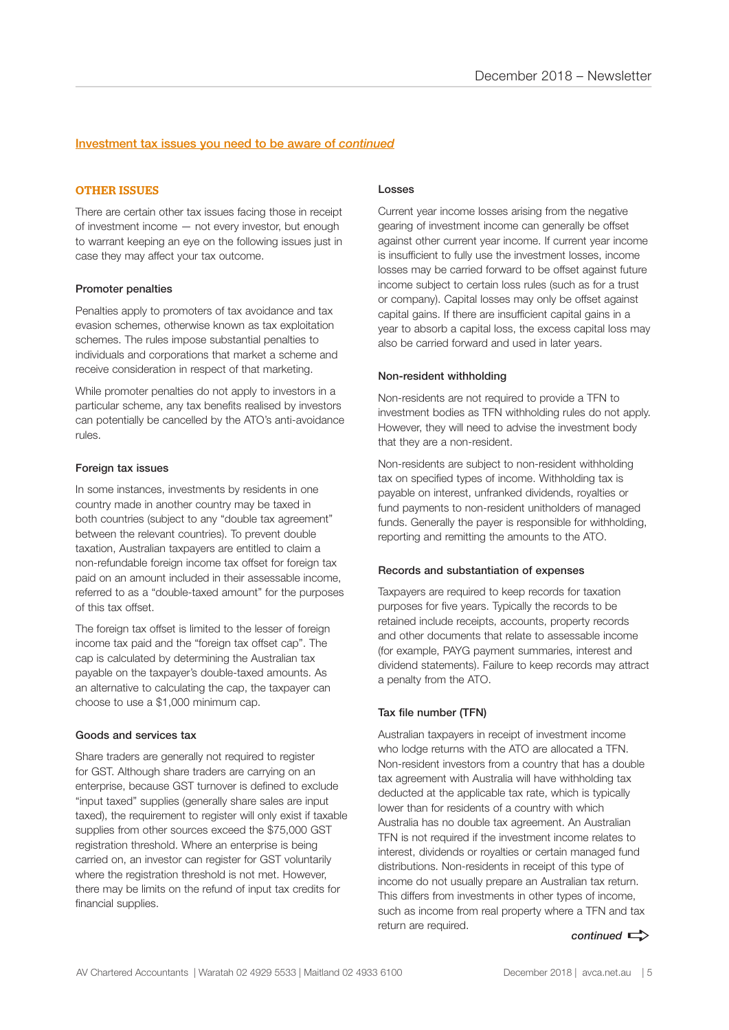## Investment tax issues you need to be aware of *continued*

### OTHER ISSUES

There are certain other tax issues facing those in receipt of investment income — not every investor, but enough to warrant keeping an eye on the following issues just in case they may affect your tax outcome.

#### Promoter penalties

Penalties apply to promoters of tax avoidance and tax evasion schemes, otherwise known as tax exploitation schemes. The rules impose substantial penalties to individuals and corporations that market a scheme and receive consideration in respect of that marketing.

While promoter penalties do not apply to investors in a particular scheme, any tax benefits realised by investors can potentially be cancelled by the ATO's anti-avoidance rules.

#### Foreign tax issues

In some instances, investments by residents in one country made in another country may be taxed in both countries (subject to any "double tax agreement" between the relevant countries). To prevent double taxation, Australian taxpayers are entitled to claim a non-refundable foreign income tax offset for foreign tax paid on an amount included in their assessable income, referred to as a "double-taxed amount" for the purposes of this tax offset.

The foreign tax offset is limited to the lesser of foreign income tax paid and the "foreign tax offset cap". The cap is calculated by determining the Australian tax payable on the taxpayer's double-taxed amounts. As an alternative to calculating the cap, the taxpayer can choose to use a $1,000 minimum cap.

#### Goods and services tax

Share traders are generally not required to register for GST. Although share traders are carrying on an enterprise, because GST turnover is defined to exclude "input taxed" supplies (generally share sales are input taxed), the requirement to register will only exist if taxable supplies from other sources exceed the $75,000 GST registration threshold. Where an enterprise is being carried on, an investor can register for GST voluntarily where the registration threshold is not met. However, there may be limits on the refund of input tax credits for financial supplies.

#### Losses

Current year income losses arising from the negative gearing of investment income can generally be offset against other current year income. If current year income is insufficient to fully use the investment losses, income losses may be carried forward to be offset against future income subject to certain loss rules (such as for a trust or company). Capital losses may only be offset against capital gains. If there are insufficient capital gains in a year to absorb a capital loss, the excess capital loss may also be carried forward and used in later years.

#### Non-resident withholding

Non-residents are not required to provide a TFN to investment bodies as TFN withholding rules do not apply. However, they will need to advise the investment body that they are a non-resident.

Non-residents are subject to non-resident withholding tax on specified types of income. Withholding tax is payable on interest, unfranked dividends, royalties or fund payments to non-resident unitholders of managed funds. Generally the payer is responsible for withholding, reporting and remitting the amounts to the ATO.

#### Records and substantiation of expenses

Taxpayers are required to keep records for taxation purposes for five years. Typically the records to be retained include receipts, accounts, property records and other documents that relate to assessable income (for example, PAYG payment summaries, interest and dividend statements). Failure to keep records may attract a penalty from the ATO.

#### Tax file number (TFN)

Australian taxpayers in receipt of investment income who lodge returns with the ATO are allocated a TFN. Non-resident investors from a country that has a double tax agreement with Australia will have withholding tax deducted at the applicable tax rate, which is typically lower than for residents of a country with which Australia has no double tax agreement. An Australian TFN is not required if the investment income relates to interest, dividends or royalties or certain managed fund distributions. Non-residents in receipt of this type of income do not usually prepare an Australian tax return. This differs from investments in other types of income, such as income from real property where a TFN and tax return are required.

*continued*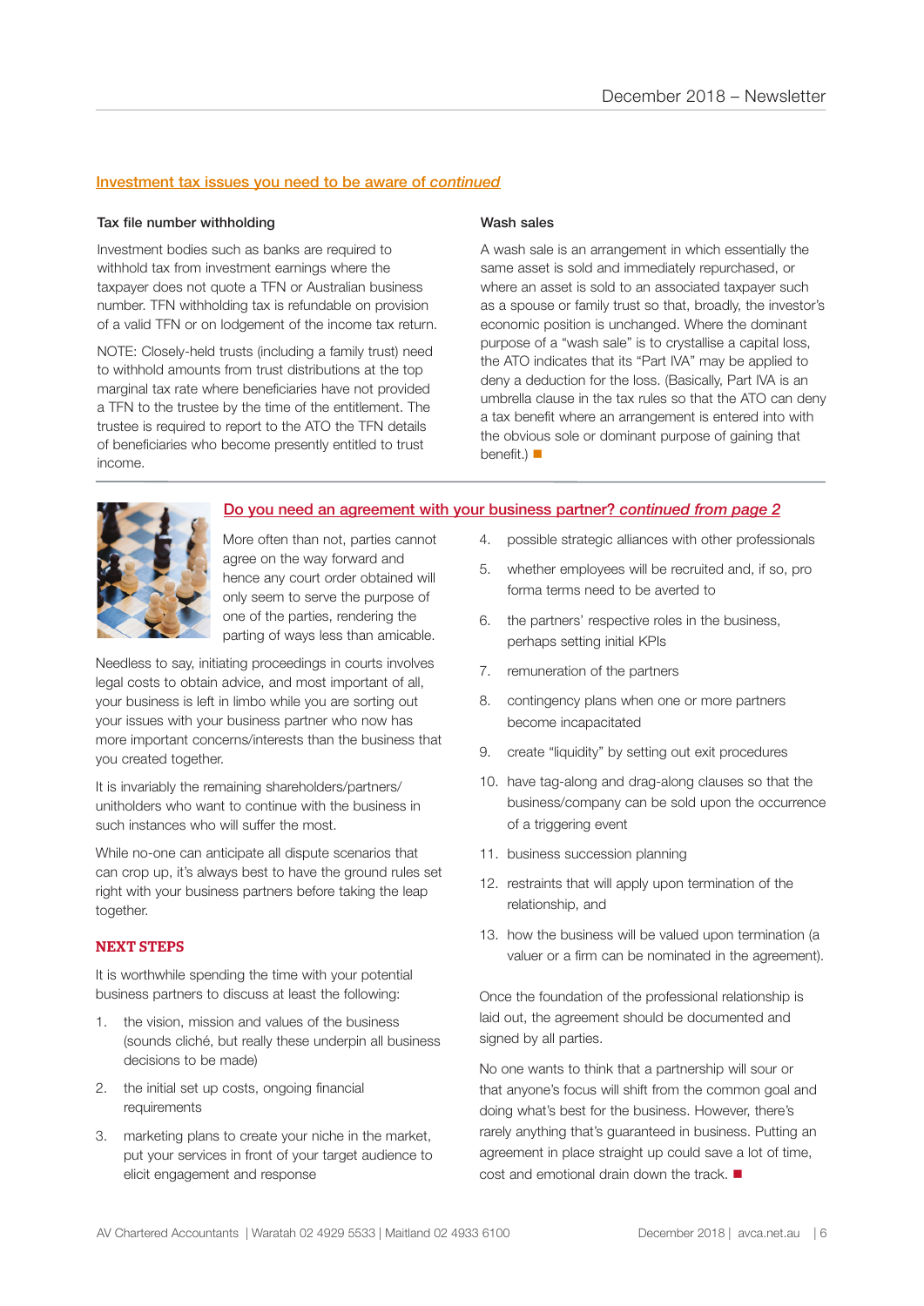## Investment tax issues you need to be aware of *continued*

### Tax file number withholding

Investment bodies such as banks are required to withhold tax from investment earnings where the taxpayer does not quote a TFN or Australian business number. TFN withholding tax is refundable on provision of a valid TFN or on lodgement of the income tax return.

NOTE: Closely-held trusts (including a family trust) need to withhold amounts from trust distributions at the top marginal tax rate where beneficiaries have not provided a TFN to the trustee by the time of the entitlement. The trustee is required to report to the ATO the TFN details of beneficiaries who become presently entitled to trust income.

### Wash sales

A wash sale is an arrangement in which essentially the same asset is sold and immediately repurchased, or where an asset is sold to an associated taxpayer such as a spouse or family trust so that, broadly, the investor's economic position is unchanged. Where the dominant purpose of a "wash sale" is to crystallise a capital loss, the ATO indicates that its "Part IVA" may be applied to deny a deduction for the loss. (Basically, Part IVA is an umbrella clause in the tax rules so that the ATO can deny a tax benefit where an arrangement is entered into with the obvious sole or dominant purpose of gaining that benefit.) ■

## Do you need an agreement with your business partner? *continued from page 2*

More often than not, parties cannot agree on the way forward and hence any court order obtained will only seem to serve the purpose of one of the parties, rendering the parting of ways less than amicable.

Needless to say, initiating proceedings in courts involves legal costs to obtain advice, and most important of all, your business is left in limbo while you are sorting out your issues with your business partner who now has more important concerns/interests than the business that you created together.

It is invariably the remaining shareholders/partners/unitholders who want to continue with the business in such instances who will suffer the most.

While no-one can anticipate all dispute scenarios that can crop up, it's always best to have the ground rules set right with your business partners before taking the leap together.

### NEXT STEPS

It is worthwhile spending the time with your potential business partners to discuss at least the following:

1. the vision, mission and values of the business (sounds cliché, but really these underpin all business decisions to be made)
2. the initial set up costs, ongoing financial requirements
3. marketing plans to create your niche in the market, put your services in front of your target audience to elicit engagement and response
4. possible strategic alliances with other professionals
5. whether employees will be recruited and, if so, pro forma terms need to be averted to
6. the partners' respective roles in the business, perhaps setting initial KPIs
7. remuneration of the partners
8. contingency plans when one or more partners become incapacitated
9. create "liquidity" by setting out exit procedures
10. have tag-along and drag-along clauses so that the business/company can be sold upon the occurrence of a triggering event
11. business succession planning
12. restraints that will apply upon termination of the relationship, and
13. how the business will be valued upon termination (a valuer or a firm can be nominated in the agreement).

Once the foundation of the professional relationship is laid out, the agreement should be documented and signed by all parties.

No one wants to think that a partnership will sour or that anyone's focus will shift from the common goal and doing what's best for the business. However, there's rarely anything that's guaranteed in business. Putting an agreement in place straight up could save a lot of time, cost and emotional drain down the track. ■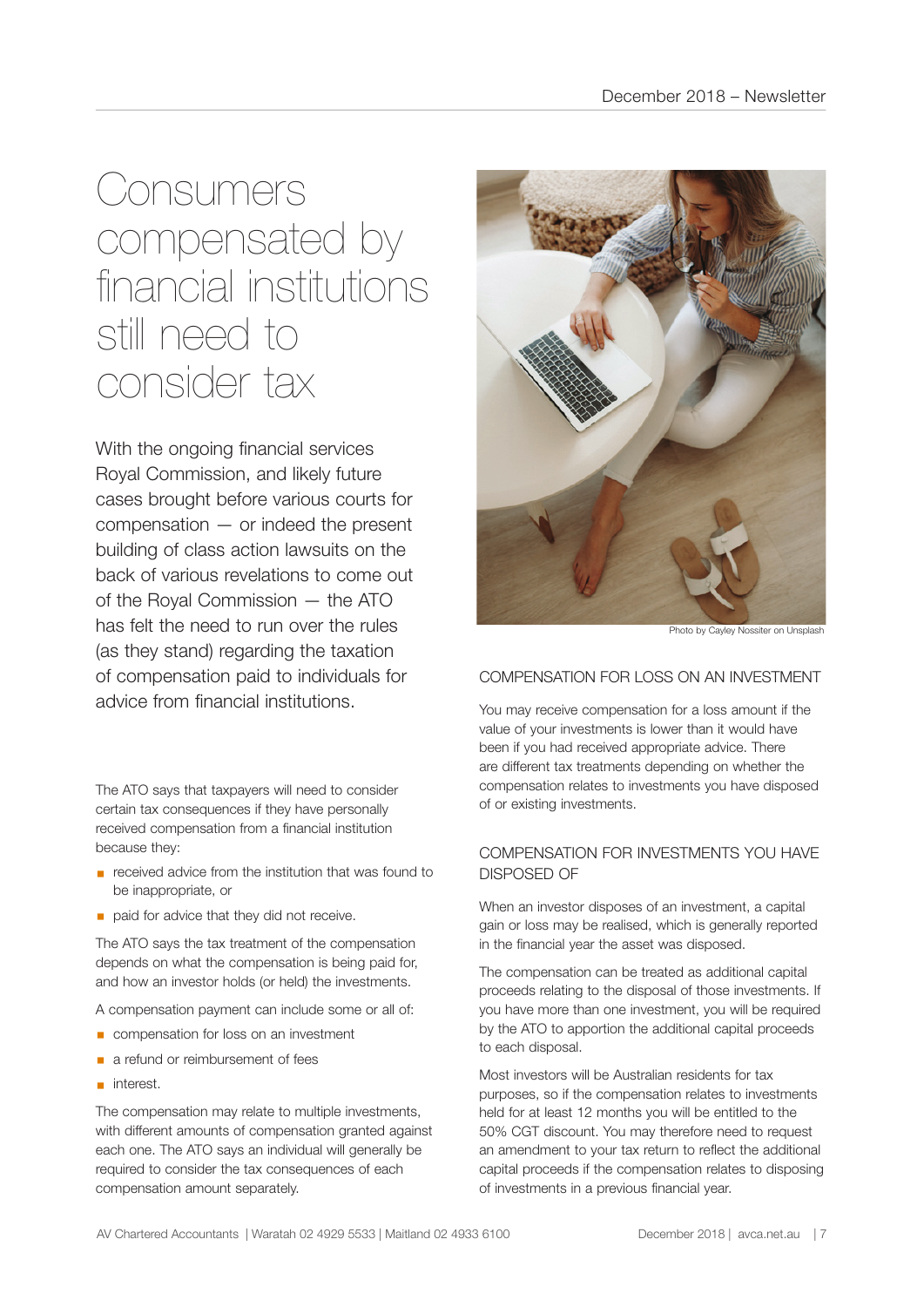# Consumers compensated by financial institutions still need to consider tax

With the ongoing financial services Royal Commission, and likely future cases brought before various courts for compensation — or indeed the present building of class action lawsuits on the back of various revelations to come out of the Royal Commission — the ATO has felt the need to run over the rules (as they stand) regarding the taxation of compensation paid to individuals for advice from financial institutions.

The ATO says that taxpayers will need to consider certain tax consequences if they have personally received compensation from a financial institution because they:

- received advice from the institution that was found to be inappropriate, or
- paid for advice that they did not receive.

The ATO says the tax treatment of the compensation depends on what the compensation is being paid for, and how an investor holds (or held) the investments.

A compensation payment can include some or all of:

- compensation for loss on an investment
- a refund or reimbursement of fees
- interest.

The compensation may relate to multiple investments, with different amounts of compensation granted against each one. The ATO says an individual will generally be required to consider the tax consequences of each compensation amount separately.

Photo by Cayley Nossiter on Unsplash

## COMPENSATION FOR LOSS ON AN INVESTMENT

You may receive compensation for a loss amount if the value of your investments is lower than it would have been if you had received appropriate advice. There are different tax treatments depending on whether the compensation relates to investments you have disposed of or existing investments.

## COMPENSATION FOR INVESTMENTS YOU HAVE DISPOSED OF

When an investor disposes of an investment, a capital gain or loss may be realised, which is generally reported in the financial year the asset was disposed.

The compensation can be treated as additional capital proceeds relating to the disposal of those investments. If you have more than one investment, you will be required by the ATO to apportion the additional capital proceeds to each disposal.

Most investors will be Australian residents for tax purposes, so if the compensation relates to investments held for at least 12 months you will be entitled to the 50% CGT discount. You may therefore need to request an amendment to your tax return to reflect the additional capital proceeds if the compensation relates to disposing of investments in a previous financial year.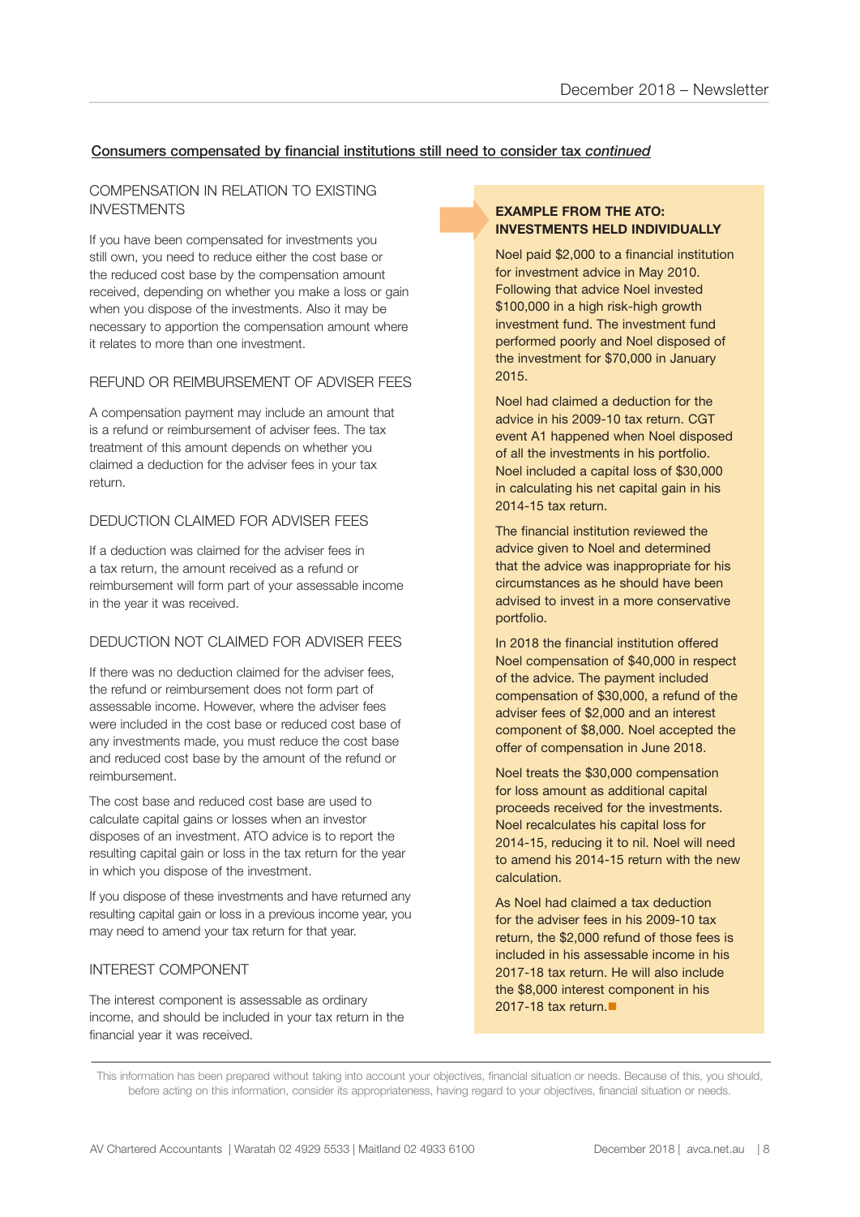## Consumers compensated by financial institutions still need to consider tax *continued*

### COMPENSATION IN RELATION TO EXISTING INVESTMENTS

If you have been compensated for investments you still own, you need to reduce either the cost base or the reduced cost base by the compensation amount received, depending on whether you make a loss or gain when you dispose of the investments. Also it may be necessary to apportion the compensation amount where it relates to more than one investment.

### REFUND OR REIMBURSEMENT OF ADVISER FEES

A compensation payment may include an amount that is a refund or reimbursement of adviser fees. The tax treatment of this amount depends on whether you claimed a deduction for the adviser fees in your tax return.

### DEDUCTION CLAIMED FOR ADVISER FEES

If a deduction was claimed for the adviser fees in a tax return, the amount received as a refund or reimbursement will form part of your assessable income in the year it was received.

### DEDUCTION NOT CLAIMED FOR ADVISER FEES

If there was no deduction claimed for the adviser fees, the refund or reimbursement does not form part of assessable income. However, where the adviser fees were included in the cost base or reduced cost base of any investments made, you must reduce the cost base and reduced cost base by the amount of the refund or reimbursement.

The cost base and reduced cost base are used to calculate capital gains or losses when an investor disposes of an investment. ATO advice is to report the resulting capital gain or loss in the tax return for the year in which you dispose of the investment.

If you dispose of these investments and have returned any resulting capital gain or loss in a previous income year, you may need to amend your tax return for that year.

### INTEREST COMPONENT

The interest component is assessable as ordinary income, and should be included in your tax return in the financial year it was received.

**EXAMPLE FROM THE ATO: INVESTMENTS HELD INDIVIDUALLY**

Noel paid $2,000 to a financial institution for investment advice in May 2010. Following that advice Noel invested $100,000 in a high risk-high growth investment fund. The investment fund performed poorly and Noel disposed of the investment for $70,000 in January 2015.

Noel had claimed a deduction for the advice in his 2009-10 tax return. CGT event A1 happened when Noel disposed of all the investments in his portfolio. Noel included a capital loss of $30,000 in calculating his net capital gain in his 2014-15 tax return.

The financial institution reviewed the advice given to Noel and determined that the advice was inappropriate for his circumstances as he should have been advised to invest in a more conservative portfolio.

In 2018 the financial institution offered Noel compensation of $40,000 in respect of the advice. The payment included compensation of $30,000, a refund of the adviser fees of $2,000 and an interest component of $8,000. Noel accepted the offer of compensation in June 2018.

Noel treats the $30,000 compensation for loss amount as additional capital proceeds received for the investments. Noel recalculates his capital loss for 2014-15, reducing it to nil. Noel will need to amend his 2014-15 return with the new calculation.

As Noel had claimed a tax deduction for the adviser fees in his 2009-10 tax return, the $2,000 refund of those fees is included in his assessable income in his 2017-18 tax return. He will also include the $8,000 interest component in his 2017-18 tax return. ■

This information has been prepared without taking into account your objectives, financial situation or needs. Because of this, you should, before acting on this information, consider its appropriateness, having regard to your objectives, financial situation or needs.